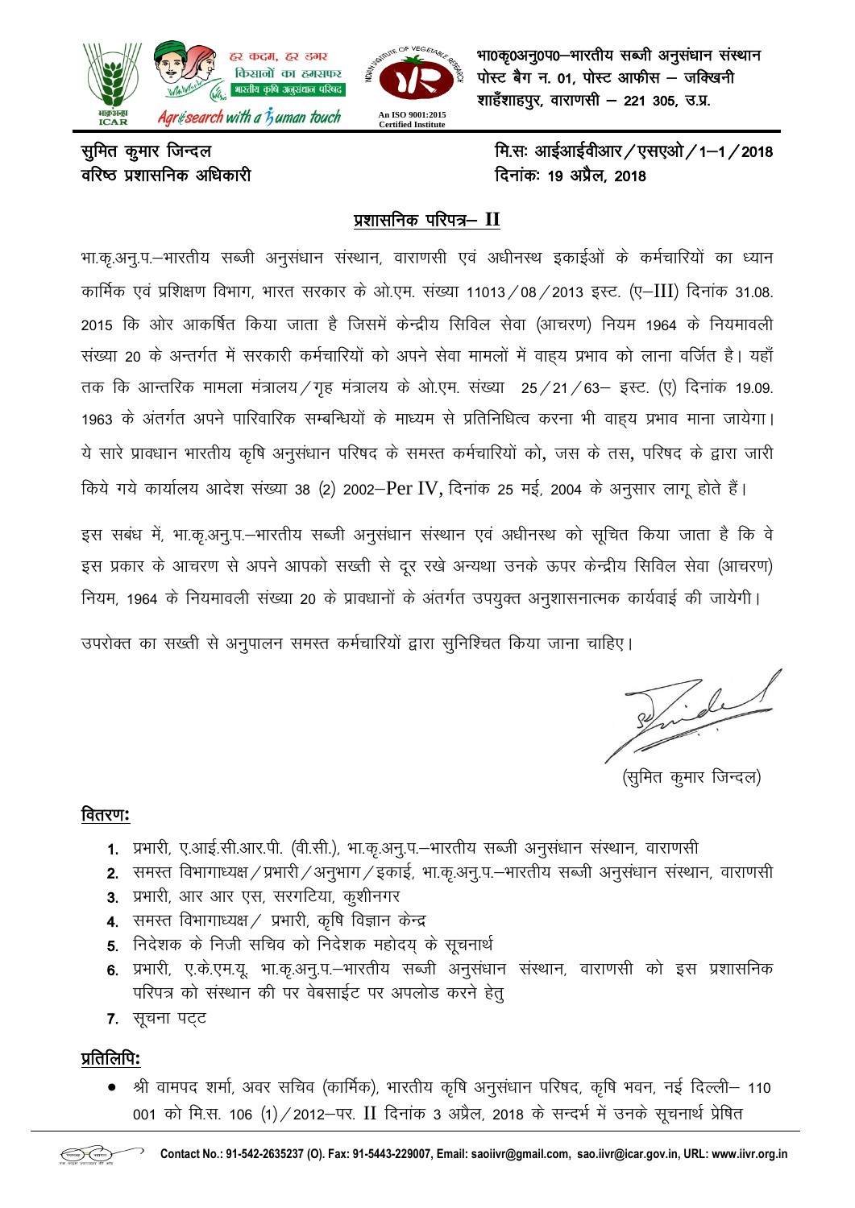हर कदम, हर डगर किसानों का हमसफर भारतीय कृषि अनुसंधान परिषद

Agrisearch with a human touch

An ISO 9001:2015 Certified Institute

भा0कृ0अनु0प0–भारतीय सब्जी अनुसंधान संस्थान
पोस्ट बैग न. 01, पोस्ट आफीस – जक्खिनी
शाहँशाहपुर, वाराणसी – 221 305, उ.प्र.

सुमित कुमार जिन्दल
वरिष्ठ प्रशासनिक अधिकारी

मि.सः आईआईवीआर/एसएओ/1–1/2018
दिनांकः 19 अप्रैल, 2018

## प्रशासनिक परिपत्र– II

भा.कृ.अनु.प.–भारतीय सब्जी अनुसंधान संस्थान, वाराणसी एवं अधीनस्थ इकाईओं के कर्मचारियों का ध्यान कार्मिक एवं प्रशिक्षण विभाग, भारत सरकार के ओ.एम. संख्या 11013/08/2013 इस्ट. (ए–III) दिनांक 31.08. 2015 कि ओर आकर्षित किया जाता है जिसमें केन्द्रीय सिविल सेवा (आचरण) नियम 1964 के नियमावली संख्या 20 के अन्तर्गत में सरकारी कर्मचारियों को अपने सेवा मामलों में वाह्य प्रभाव को लाना वर्जित है। यहाँ तक कि आन्तरिक मामला मंत्रालय/गृह मंत्रालय के ओ.एम. संख्या 25/21/63– इस्ट. (ए) दिनांक 19.09. 1963 के अंतर्गत अपने पारिवारिक सम्बन्धियों के माध्यम से प्रतिनिधित्व करना भी वाह्य प्रभाव माना जायेगा। ये सारे प्रावधान भारतीय कृषि अनुसंधान परिषद के समस्त कर्मचारियों को, जस के तस, परिषद के द्वारा जारी किये गये कार्यालय आदेश संख्या 38 (2) 2002–Per IV, दिनांक 25 मई, 2004 के अनुसार लागू होते हैं।

इस सबंध में, भा.कृ.अनु.प.–भारतीय सब्जी अनुसंधान संस्थान एवं अधीनस्थ को सूचित किया जाता है कि वे इस प्रकार के आचरण से अपने आपको सख्ती से दूर रखे अन्यथा उनके ऊपर केन्द्रीय सिविल सेवा (आचरण) नियम, 1964 के नियमावली संख्या 20 के प्रावधानों के अंतर्गत उपयुक्त अनुशासनात्मक कार्यवाई की जायेगी।

उपरोक्त का सख्ती से अनुपालन समस्त कर्मचारियों द्वारा सुनिश्चित किया जाना चाहिए।

(सुमित कुमार जिन्दल)

**वितरणः**

1. प्रभारी, ए.आई.सी.आर.पी. (वी.सी.), भा.कृ.अनु.प.–भारतीय सब्जी अनुसंधान संस्थान, वाराणसी
2. समस्त विभागाध्यक्ष/प्रभारी/अनुभाग/इकाई, भा.कृ.अनु.प.–भारतीय सब्जी अनुसंधान संस्थान, वाराणसी
3. प्रभारी, आर आर एस, सरगटिया, कुशीनगर
4. समस्त विभागाध्यक्ष/ प्रभारी, कृषि विज्ञान केन्द्र
5. निदेशक के निजी सचिव को निदेशक महोदय् के सूचनार्थ
6. प्रभारी, ए.के.एम.यू. भा.कृ.अनु.प.–भारतीय सब्जी अनुसंधान संस्थान, वाराणसी को इस प्रशासनिक परिपत्र को संस्थान की पर वेबसाईट पर अपलोड करने हेतु
7. सूचना पट्ट

**प्रतिलिपिः**

- श्री वामपद शर्मा, अवर सचिव (कार्मिक), भारतीय कृषि अनुसंधान परिषद, कृषि भवन, नई दिल्ली– 110 001 को मि.स. 106 (1)/2012–पर. II दिनांक 3 अप्रैल, 2018 के सन्दर्भ में उनके सूचनार्थ प्रेषित

Contact No.: 91-542-2635237 (O). Fax: 91-5443-229007, Email: saoiivr@gmail.com, sao.iivr@icar.gov.in, URL: www.iivr.org.in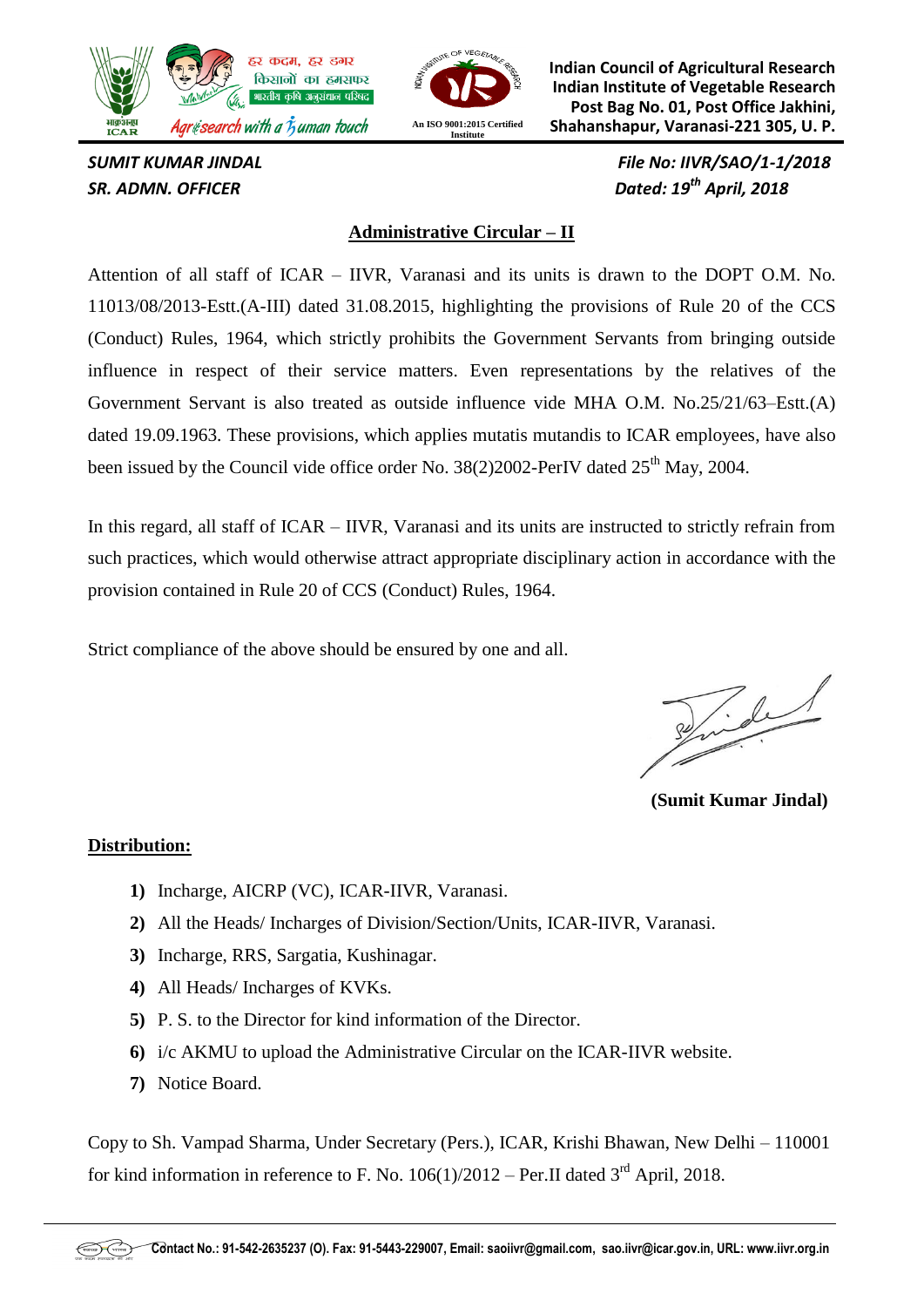हर कदम, हर डगर
किसानों का हमसफर
भारतीय कृषि अनुसंधान परिषद
Agrisearch with a human touch

An ISO 9001:2015 Certified Institute

**Indian Council of Agricultural Research**
**Indian Institute of Vegetable Research**
**Post Bag No. 01, Post Office Jakhini,**
**Shahanshapur, Varanasi-221 305, U. P.**

***SUMIT KUMAR JINDAL***
***SR. ADMN. OFFICER***

***File No: IIVR/SAO/1-1/2018***
***Dated: 19th April, 2018***

## Administrative Circular – II

Attention of all staff of ICAR – IIVR, Varanasi and its units is drawn to the DOPT O.M. No. 11013/08/2013-Estt.(A-III) dated 31.08.2015, highlighting the provisions of Rule 20 of the CCS (Conduct) Rules, 1964, which strictly prohibits the Government Servants from bringing outside influence in respect of their service matters. Even representations by the relatives of the Government Servant is also treated as outside influence vide MHA O.M. No.25/21/63–Estt.(A) dated 19.09.1963. These provisions, which applies mutatis mutandis to ICAR employees, have also been issued by the Council vide office order No. 38(2)2002-PerIV dated 25th May, 2004.

In this regard, all staff of ICAR – IIVR, Varanasi and its units are instructed to strictly refrain from such practices, which would otherwise attract appropriate disciplinary action in accordance with the provision contained in Rule 20 of CCS (Conduct) Rules, 1964.

Strict compliance of the above should be ensured by one and all.

Sd/-

**(Sumit Kumar Jindal)**

**Distribution:**

1) Incharge, AICRP (VC), ICAR-IIVR, Varanasi.
2) All the Heads/ Incharges of Division/Section/Units, ICAR-IIVR, Varanasi.
3) Incharge, RRS, Sargatia, Kushinagar.
4) All Heads/ Incharges of KVKs.
5) P. S. to the Director for kind information of the Director.
6) i/c AKMU to upload the Administrative Circular on the ICAR-IIVR website.
7) Notice Board.

Copy to Sh. Vampad Sharma, Under Secretary (Pers.), ICAR, Krishi Bhawan, New Delhi – 110001 for kind information in reference to F. No. 106(1)/2012 – Per.II dated 3rd April, 2018.

Contact No.: 91-542-2635237 (O). Fax: 91-5443-229007, Email: saoiivr@gmail.com, sao.iivr@icar.gov.in, URL: www.iivr.org.in